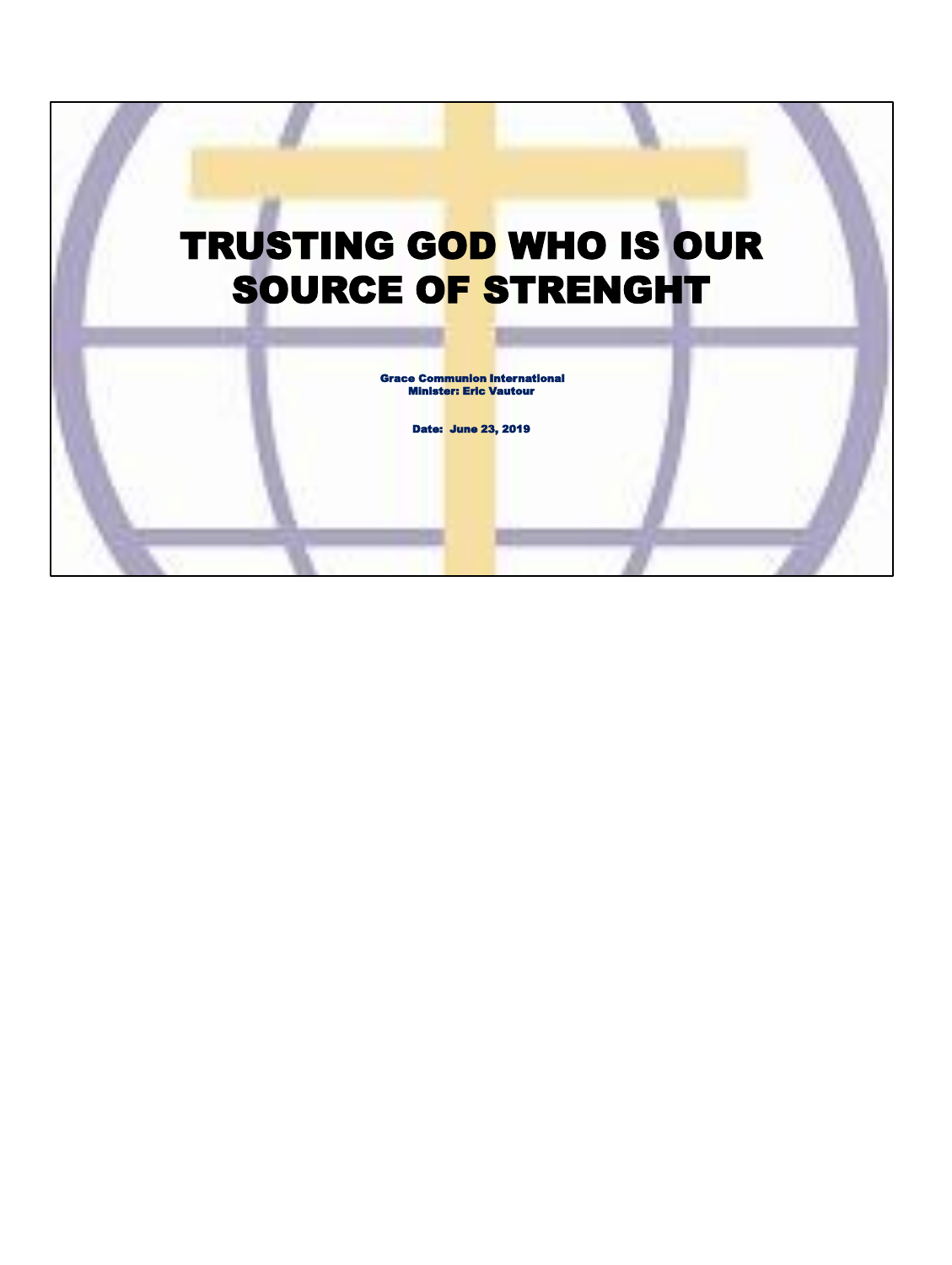# TRUSTING GOD WHO IS OUR SOURCE OF STRENGHT

**Grace Communion International**
**Minister: Eric Vautour**

**Date: June 23, 2019**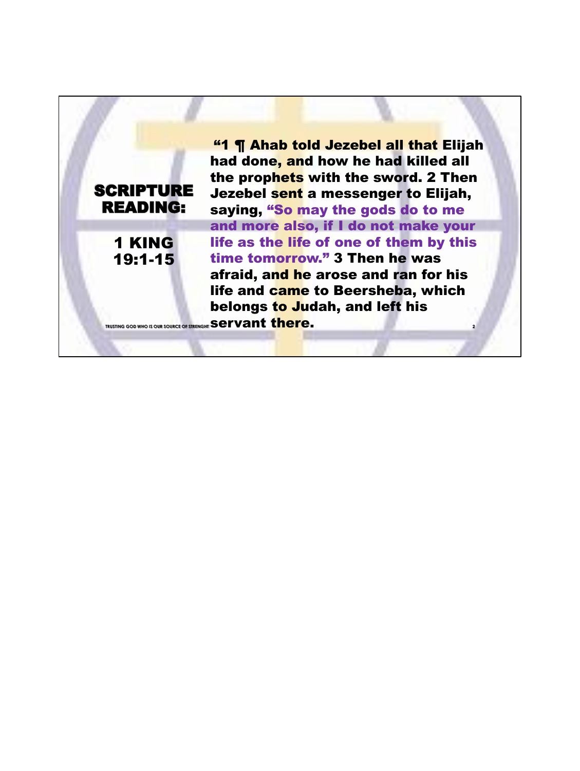## SCRIPTURE READING:

### 1 KING 19:1-15

"1 ¶ Ahab told Jezebel all that Elijah had done, and how he had killed all the prophets with the sword. 2 Then Jezebel sent a messenger to Elijah, saying, "So may the gods do to me and more also, if I do not make your life as the life of one of them by this time tomorrow." 3 Then he was afraid, and he arose and ran for his life and came to Beersheba, which belongs to Judah, and left his servant there.

TRUSTING GOD WHO IS OUR SOURCE OF STRENGHT.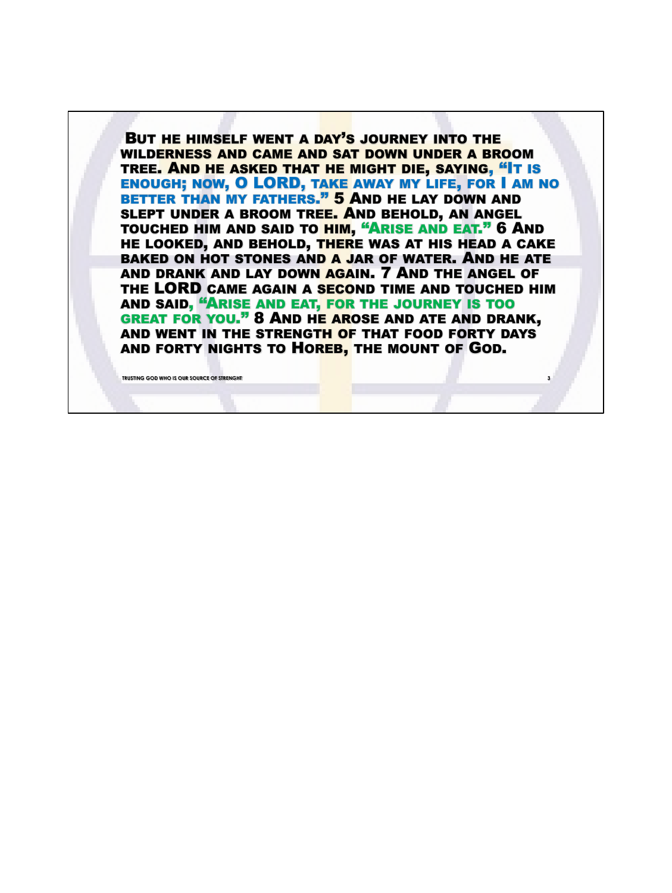But he himself went a day's journey into the wilderness and came and sat down under a broom tree. And he asked that he might die, saying, "It is enough; now, O LORD, take away my life, for I am no better than my fathers." 5 And he lay down and slept under a broom tree. And behold, an angel touched him and said to him, "Arise and eat." 6 And he looked, and behold, there was at his head a cake baked on hot stones and a jar of water. And he ate and drank and lay down again. 7 And the angel of the LORD came again a second time and touched him and said, "Arise and eat, for the journey is too great for you." 8 And he arose and ate and drank, and went in the strength of that food forty days and forty nights to Horeb, the mount of God.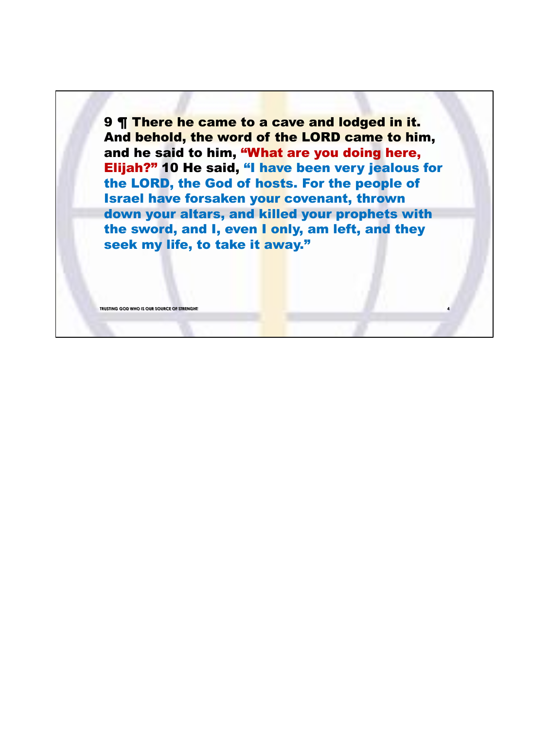**9 ¶ There he came to a cave and lodged in it. And behold, the word of the LORD came to him, and he said to him, "What are you doing here, Elijah?" 10 He said, "I have been very jealous for the LORD, the God of hosts. For the people of Israel have forsaken your covenant, thrown down your altars, and killed your prophets with the sword, and I, even I only, am left, and they seek my life, to take it away."**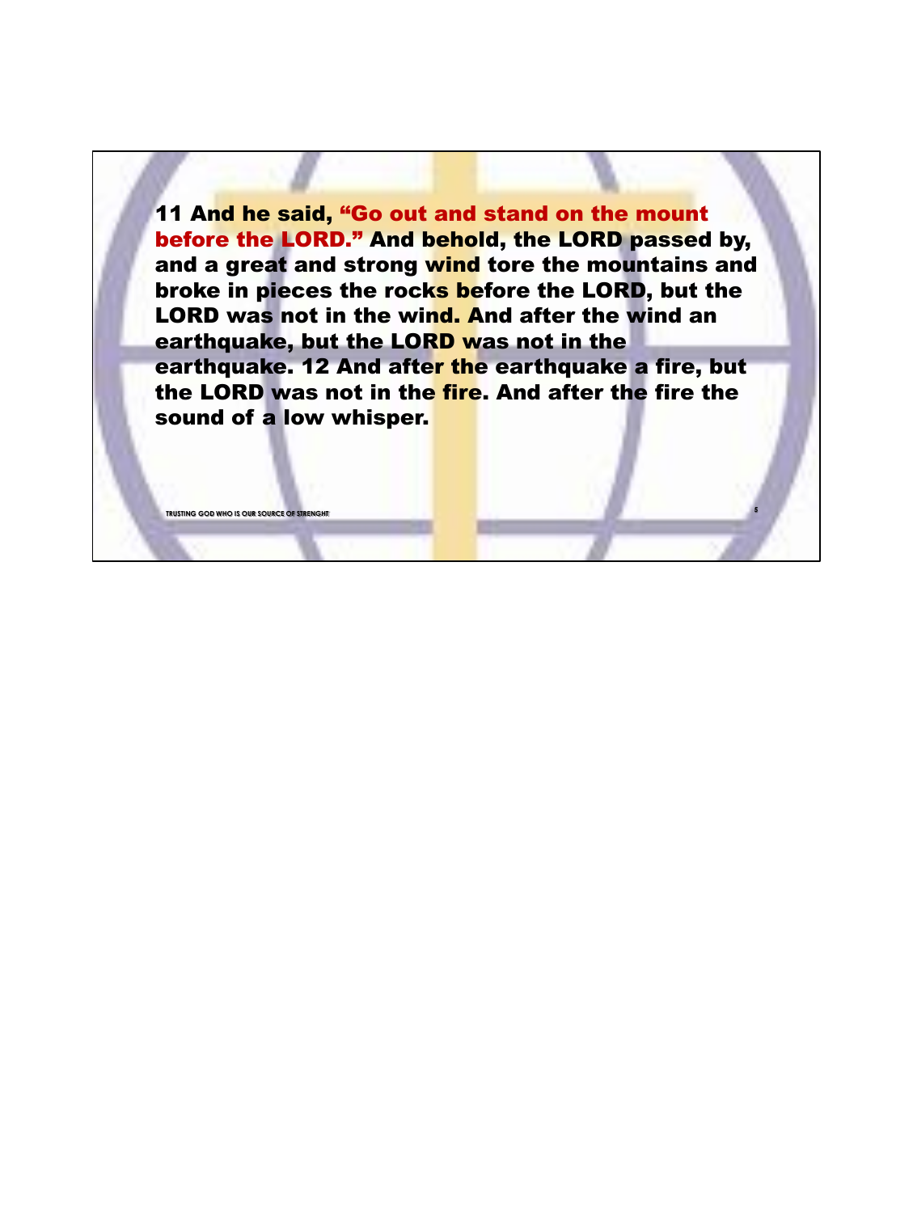**11 And he said, "Go out and stand on the mount before the LORD." And behold, the LORD passed by, and a great and strong wind tore the mountains and broke in pieces the rocks before the LORD, but the LORD was not in the wind. And after the wind an earthquake, but the LORD was not in the earthquake. 12 And after the earthquake a fire, but the LORD was not in the fire. And after the fire the sound of a low whisper.**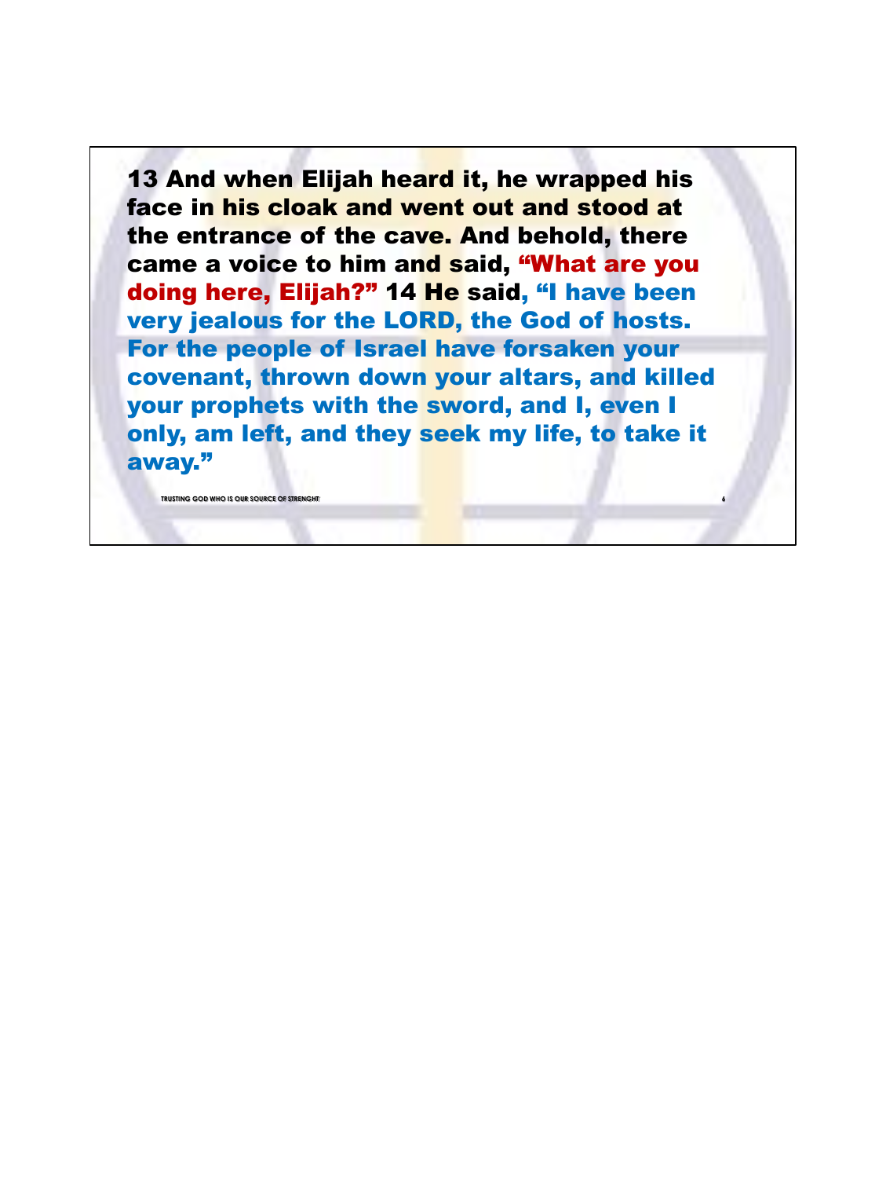**13 And when Elijah heard it, he wrapped his face in his cloak and went out and stood at the entrance of the cave. And behold, there came a voice to him and said, "What are you doing here, Elijah?" 14 He said, "I have been very jealous for the LORD, the God of hosts. For the people of Israel have forsaken your covenant, thrown down your altars, and killed your prophets with the sword, and I, even I only, am left, and they seek my life, to take it away."**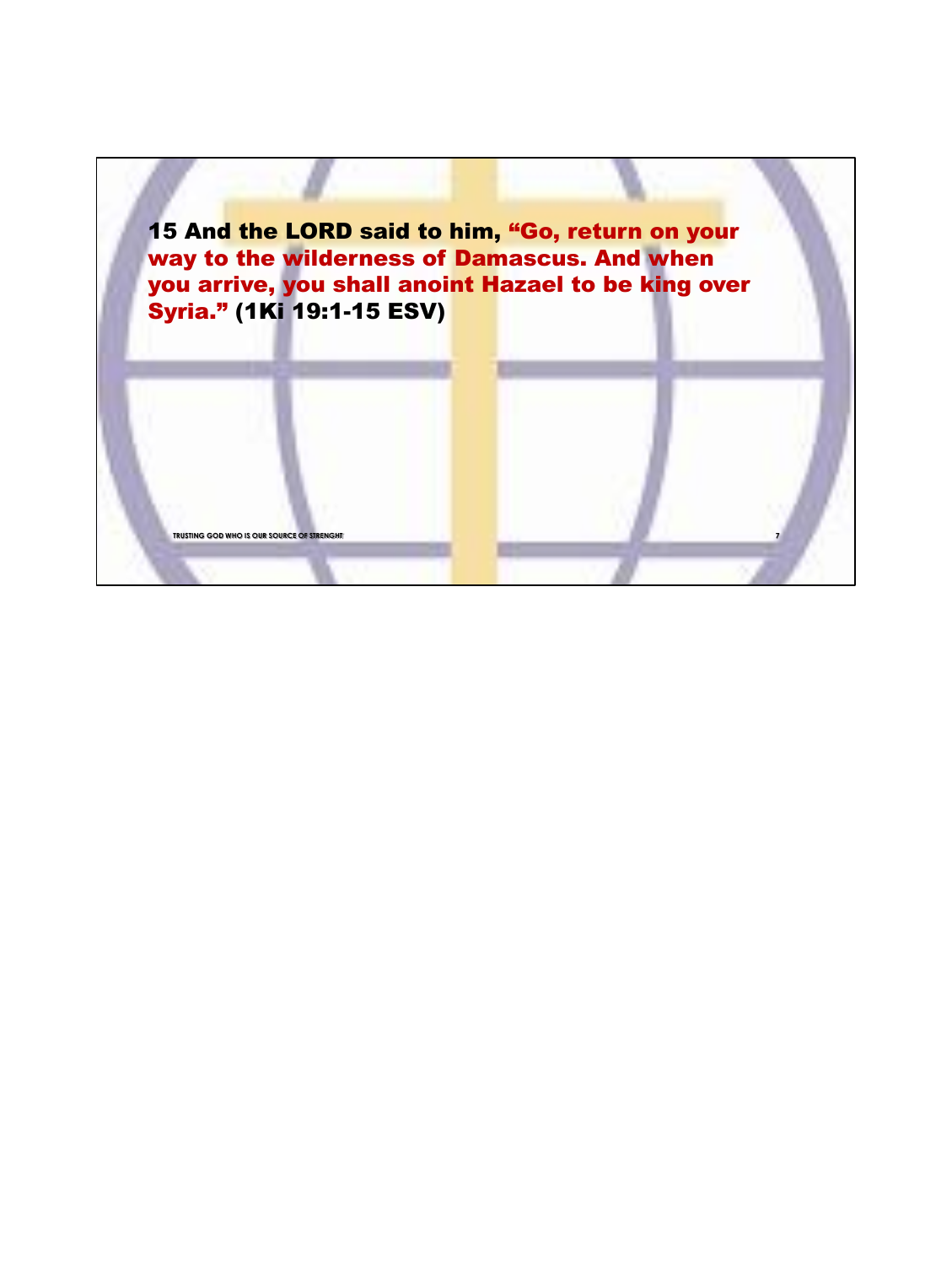**15 And the LORD said to him, "Go, return on your way to the wilderness of Damascus. And when you arrive, you shall anoint Hazael to be king over Syria." (1Ki 19:1-15 ESV)**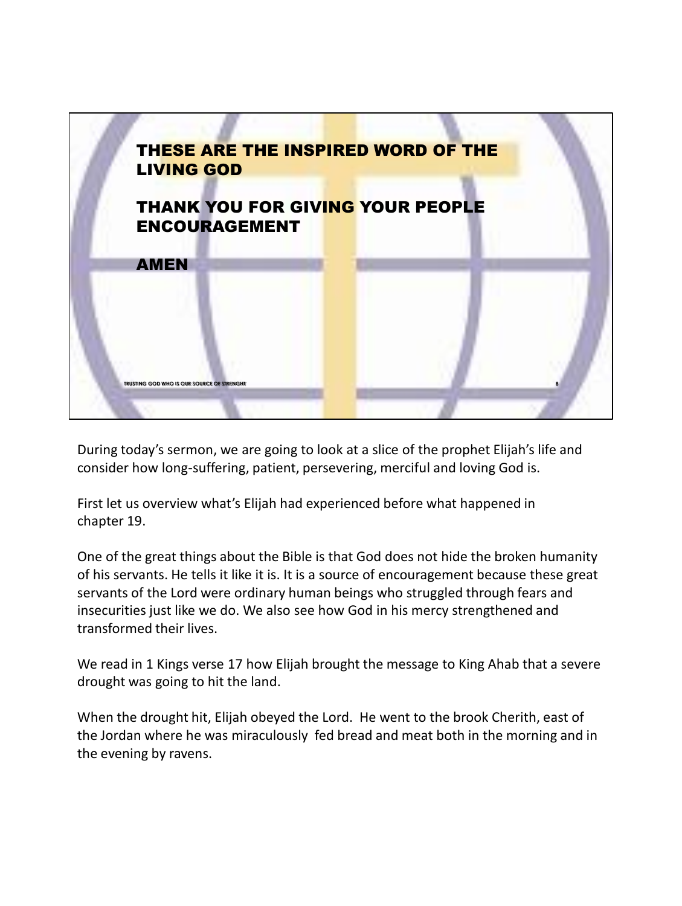THESE ARE THE INSPIRED WORD OF THE LIVING GOD

THANK YOU FOR GIVING YOUR PEOPLE ENCOURAGEMENT

AMEN

During today's sermon, we are going to look at a slice of the prophet Elijah's life and consider how long-suffering, patient, persevering, merciful and loving God is.

First let us overview what's Elijah had experienced before what happened in chapter 19.

One of the great things about the Bible is that God does not hide the broken humanity of his servants. He tells it like it is. It is a source of encouragement because these great servants of the Lord were ordinary human beings who struggled through fears and insecurities just like we do. We also see how God in his mercy strengthened and transformed their lives.

We read in 1 Kings verse 17 how Elijah brought the message to King Ahab that a severe drought was going to hit the land.

When the drought hit, Elijah obeyed the Lord. He went to the brook Cherith, east of the Jordan where he was miraculously fed bread and meat both in the morning and in the evening by ravens.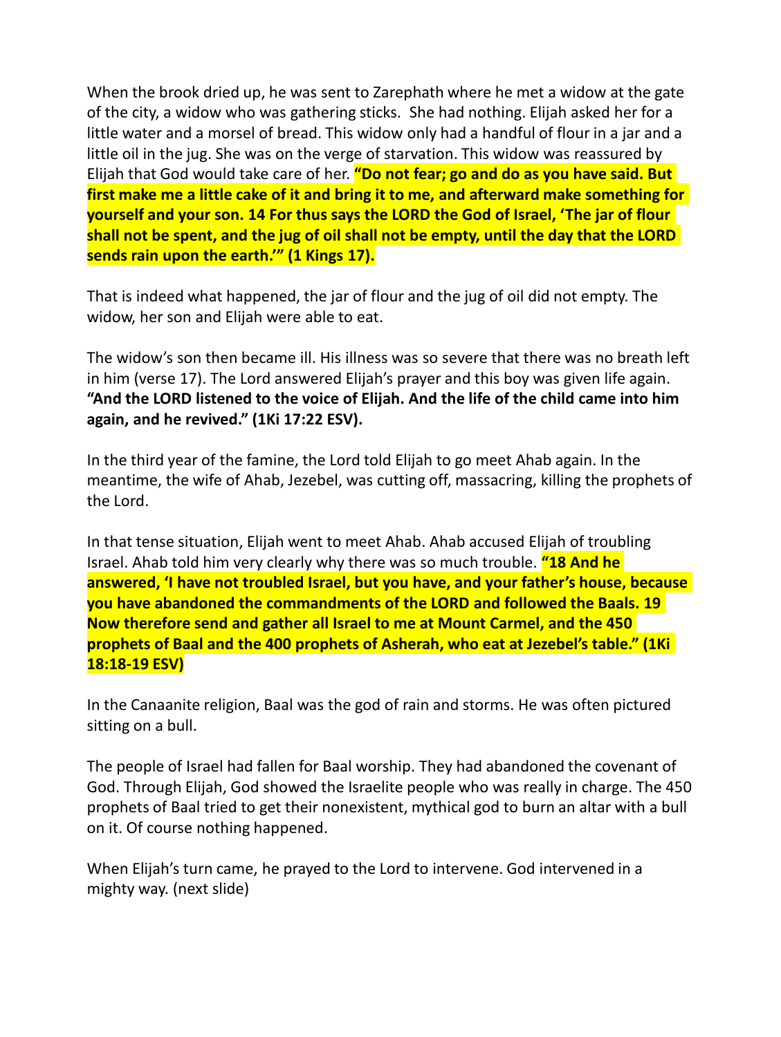When the brook dried up, he was sent to Zarephath where he met a widow at the gate of the city, a widow who was gathering sticks. She had nothing. Elijah asked her for a little water and a morsel of bread. This widow only had a handful of flour in a jar and a little oil in the jug. She was on the verge of starvation. This widow was reassured by Elijah that God would take care of her. **"Do not fear; go and do as you have said. But first make me a little cake of it and bring it to me, and afterward make something for yourself and your son. 14 For thus says the LORD the God of Israel, 'The jar of flour shall not be spent, and the jug of oil shall not be empty, until the day that the LORD sends rain upon the earth.'" (1 Kings 17).**

That is indeed what happened, the jar of flour and the jug of oil did not empty. The widow, her son and Elijah were able to eat.

The widow's son then became ill. His illness was so severe that there was no breath left in him (verse 17). The Lord answered Elijah's prayer and this boy was given life again. **"And the LORD listened to the voice of Elijah. And the life of the child came into him again, and he revived." (1Ki 17:22 ESV).**

In the third year of the famine, the Lord told Elijah to go meet Ahab again. In the meantime, the wife of Ahab, Jezebel, was cutting off, massacring, killing the prophets of the Lord.

In that tense situation, Elijah went to meet Ahab. Ahab accused Elijah of troubling Israel. Ahab told him very clearly why there was so much trouble. **"18 And he answered, 'I have not troubled Israel, but you have, and your father's house, because you have abandoned the commandments of the LORD and followed the Baals. 19 Now therefore send and gather all Israel to me at Mount Carmel, and the 450 prophets of Baal and the 400 prophets of Asherah, who eat at Jezebel's table." (1Ki 18:18-19 ESV)**

In the Canaanite religion, Baal was the god of rain and storms. He was often pictured sitting on a bull.

The people of Israel had fallen for Baal worship. They had abandoned the covenant of God. Through Elijah, God showed the Israelite people who was really in charge. The 450 prophets of Baal tried to get their nonexistent, mythical god to burn an altar with a bull on it. Of course nothing happened.

When Elijah's turn came, he prayed to the Lord to intervene. God intervened in a mighty way. (next slide)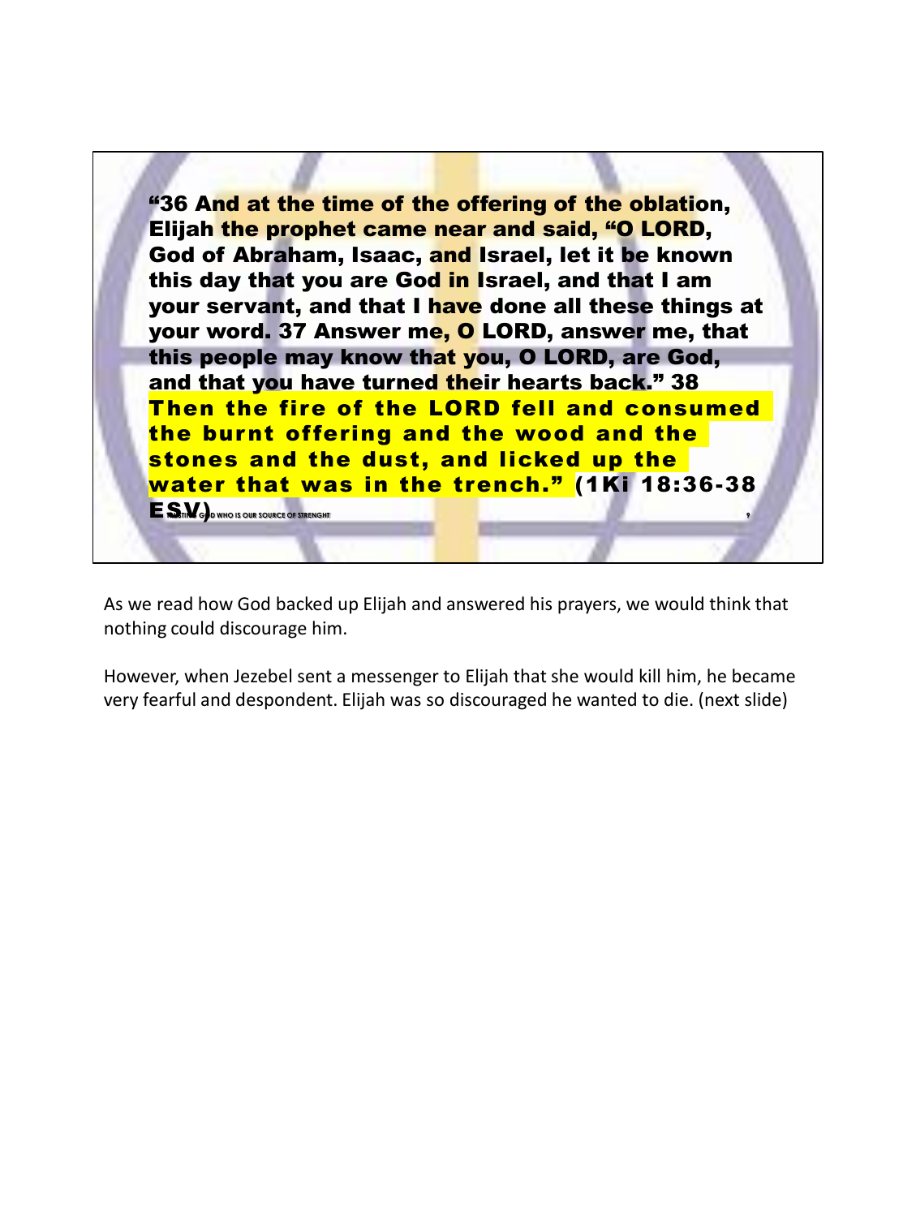"36 And at the time of the offering of the oblation, Elijah the prophet came near and said, "O LORD, God of Abraham, Isaac, and Israel, let it be known this day that you are God in Israel, and that I am your servant, and that I have done all these things at your word. 37 Answer me, O LORD, answer me, that this people may know that you, O LORD, are God, and that you have turned their hearts back." 38 **Then the fire of the LORD fell and consumed the burnt offering and the wood and the stones and the dust, and licked up the water that was in the trench."** (1Ki 18:36-38 ESV)

As we read how God backed up Elijah and answered his prayers, we would think that nothing could discourage him.

However, when Jezebel sent a messenger to Elijah that she would kill him, he became very fearful and despondent. Elijah was so discouraged he wanted to die. (next slide)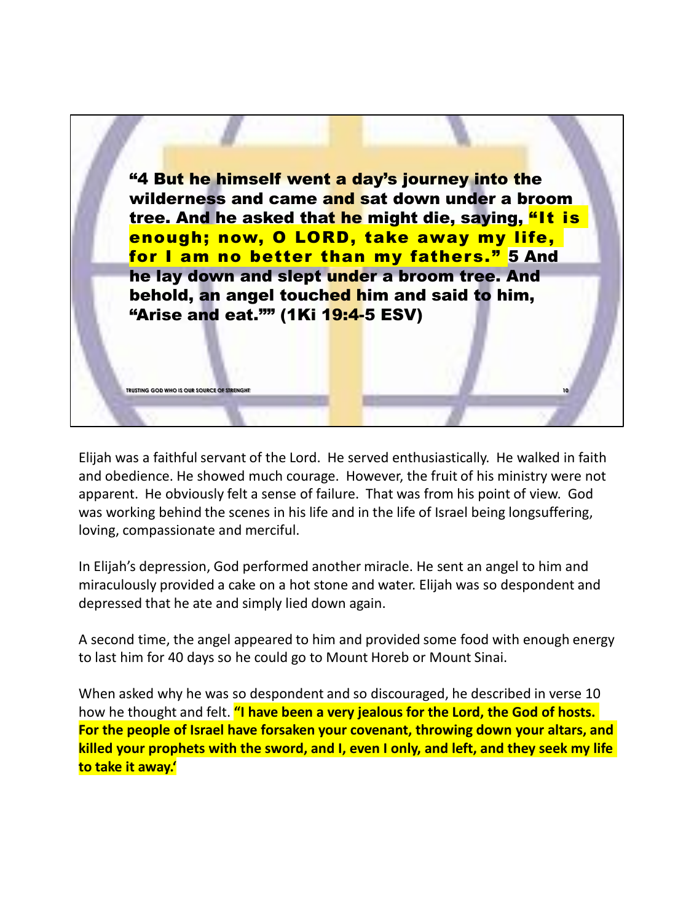**"4 But he himself went a day's journey into the wilderness and came and sat down under a broom tree. And he asked that he might die, saying, "It is enough; now, O LORD, take away my life, for I am no better than my fathers." 5 And he lay down and slept under a broom tree. And behold, an angel touched him and said to him, "Arise and eat."" (1Ki 19:4-5 ESV)**

TRUSTING GOD WHO IS OUR SOURCE OF STRENGHT

Elijah was a faithful servant of the Lord. He served enthusiastically. He walked in faith and obedience. He showed much courage. However, the fruit of his ministry were not apparent. He obviously felt a sense of failure. That was from his point of view. God was working behind the scenes in his life and in the life of Israel being longsuffering, loving, compassionate and merciful.

In Elijah's depression, God performed another miracle. He sent an angel to him and miraculously provided a cake on a hot stone and water. Elijah was so despondent and depressed that he ate and simply lied down again.

A second time, the angel appeared to him and provided some food with enough energy to last him for 40 days so he could go to Mount Horeb or Mount Sinai.

When asked why he was so despondent and so discouraged, he described in verse 10 how he thought and felt. **"I have been a very jealous for the Lord, the God of hosts. For the people of Israel have forsaken your covenant, throwing down your altars, and killed your prophets with the sword, and I, even I only, and left, and they seek my life to take it away.'**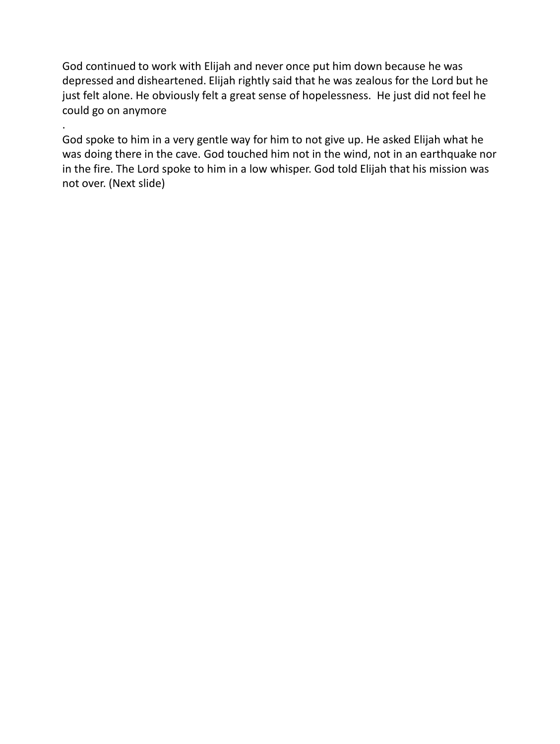God continued to work with Elijah and never once put him down because he was depressed and disheartened. Elijah rightly said that he was zealous for the Lord but he just felt alone. He obviously felt a great sense of hopelessness.  He just did not feel he could go on anymore

.

God spoke to him in a very gentle way for him to not give up. He asked Elijah what he was doing there in the cave. God touched him not in the wind, not in an earthquake nor in the fire. The Lord spoke to him in a low whisper. God told Elijah that his mission was not over. (Next slide)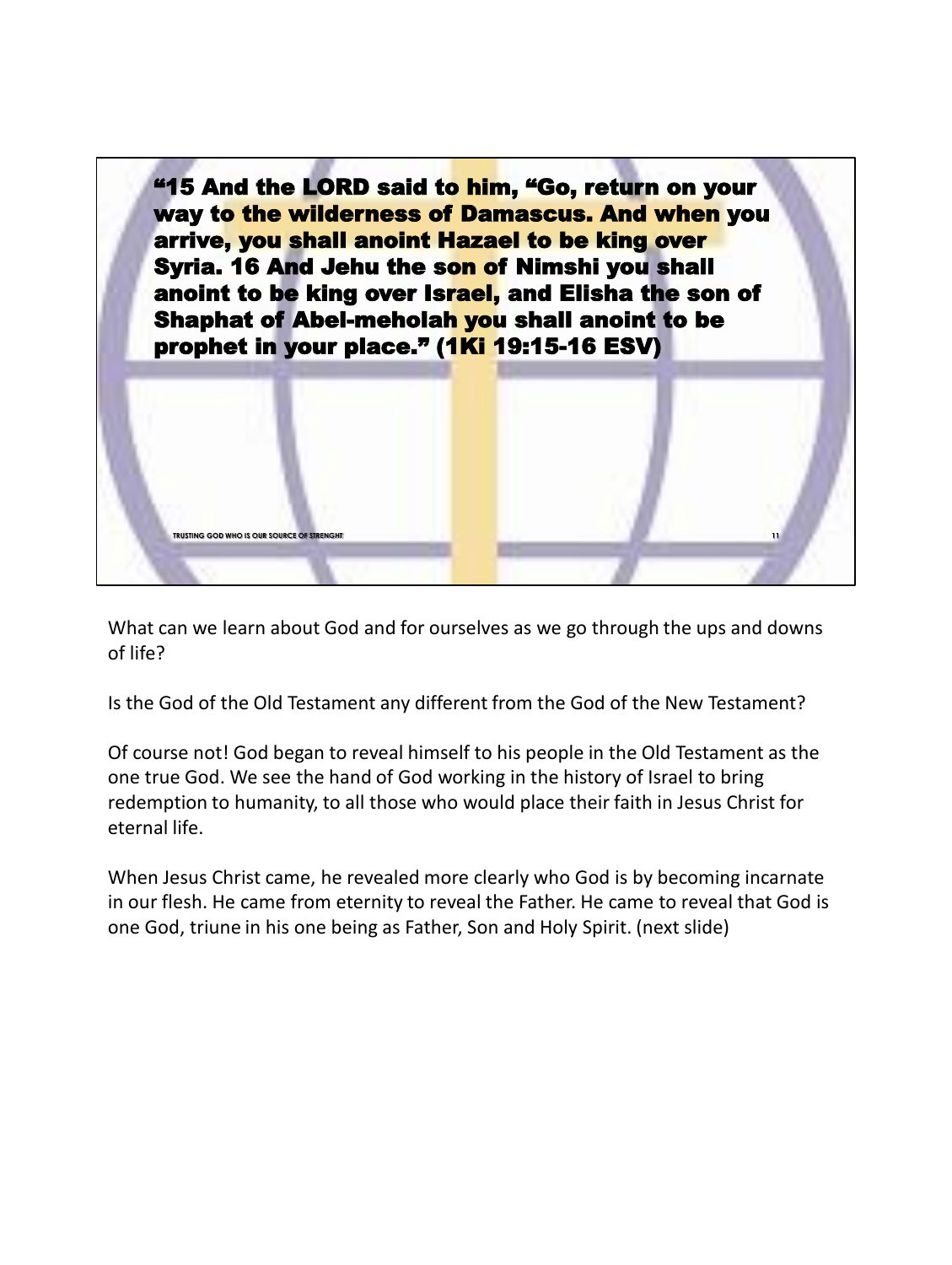"15 And the LORD said to him, "Go, return on your way to the wilderness of Damascus. And when you arrive, you shall anoint Hazael to be king over Syria. 16 And Jehu the son of Nimshi you shall anoint to be king over Israel, and Elisha the son of Shaphat of Abel-meholah you shall anoint to be prophet in your place." (1Ki 19:15-16 ESV)

TRUSTING GOD WHO IS OUR SOURCE OF STRENGHT

What can we learn about God and for ourselves as we go through the ups and downs of life?

Is the God of the Old Testament any different from the God of the New Testament?

Of course not! God began to reveal himself to his people in the Old Testament as the one true God. We see the hand of God working in the history of Israel to bring redemption to humanity, to all those who would place their faith in Jesus Christ for eternal life.

When Jesus Christ came, he revealed more clearly who God is by becoming incarnate in our flesh. He came from eternity to reveal the Father. He came to reveal that God is one God, triune in his one being as Father, Son and Holy Spirit. (next slide)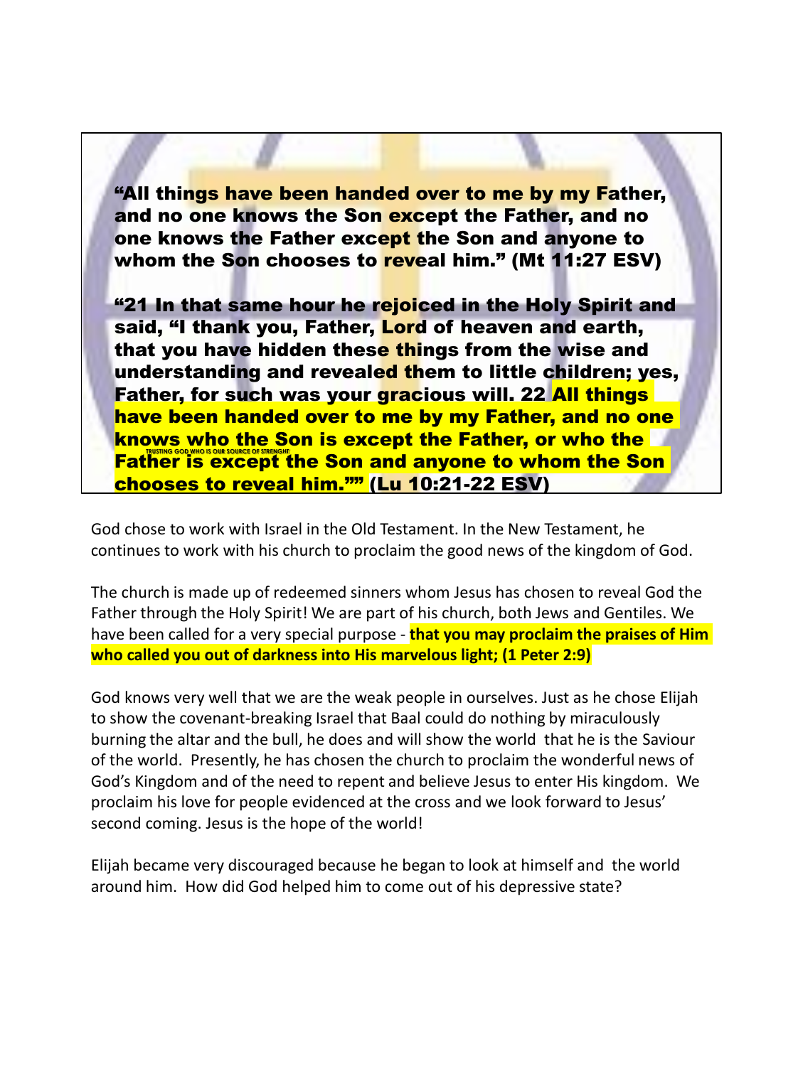**"All things have been handed over to me by my Father, and no one knows the Son except the Father, and no one knows the Father except the Son and anyone to whom the Son chooses to reveal him." (Mt 11:27 ESV)**

**"21 In that same hour he rejoiced in the Holy Spirit and said, "I thank you, Father, Lord of heaven and earth, that you have hidden these things from the wise and understanding and revealed them to little children; yes, Father, for such was your gracious will. 22 All things have been handed over to me by my Father, and no one knows who the Son is except the Father, or who the Father is except the Son and anyone to whom the Son chooses to reveal him."" (Lu 10:21-22 ESV)**

God chose to work with Israel in the Old Testament. In the New Testament, he continues to work with his church to proclaim the good news of the kingdom of God.

The church is made up of redeemed sinners whom Jesus has chosen to reveal God the Father through the Holy Spirit! We are part of his church, both Jews and Gentiles. We have been called for a very special purpose - **that you may proclaim the praises of Him who called you out of darkness into His marvelous light; (1 Peter 2:9)**

God knows very well that we are the weak people in ourselves. Just as he chose Elijah to show the covenant-breaking Israel that Baal could do nothing by miraculously burning the altar and the bull, he does and will show the world that he is the Saviour of the world. Presently, he has chosen the church to proclaim the wonderful news of God's Kingdom and of the need to repent and believe Jesus to enter His kingdom. We proclaim his love for people evidenced at the cross and we look forward to Jesus' second coming. Jesus is the hope of the world!

Elijah became very discouraged because he began to look at himself and the world around him. How did God helped him to come out of his depressive state?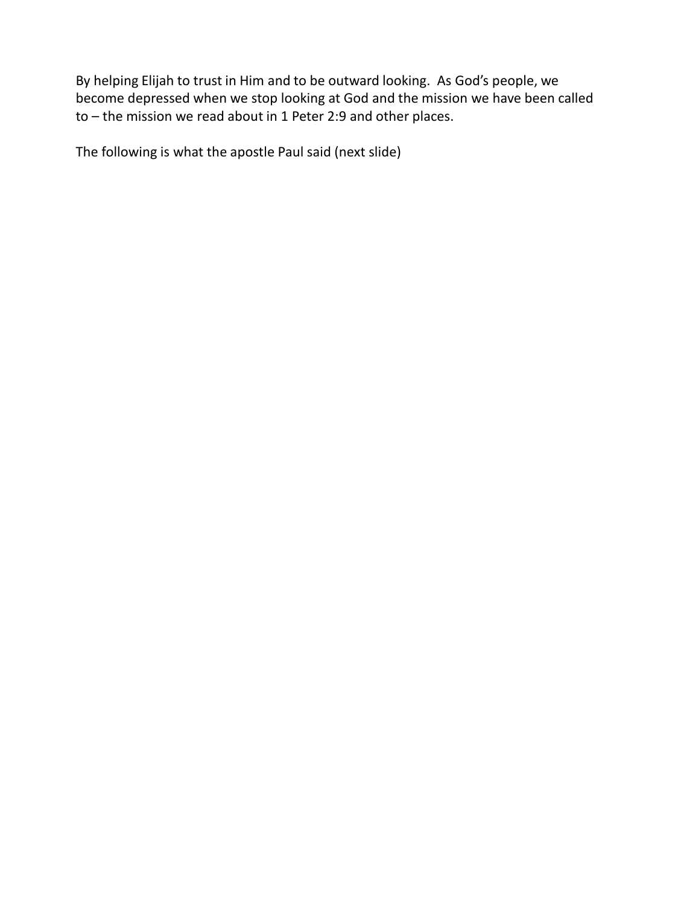By helping Elijah to trust in Him and to be outward looking.  As God's people, we become depressed when we stop looking at God and the mission we have been called to – the mission we read about in 1 Peter 2:9 and other places.

The following is what the apostle Paul said (next slide)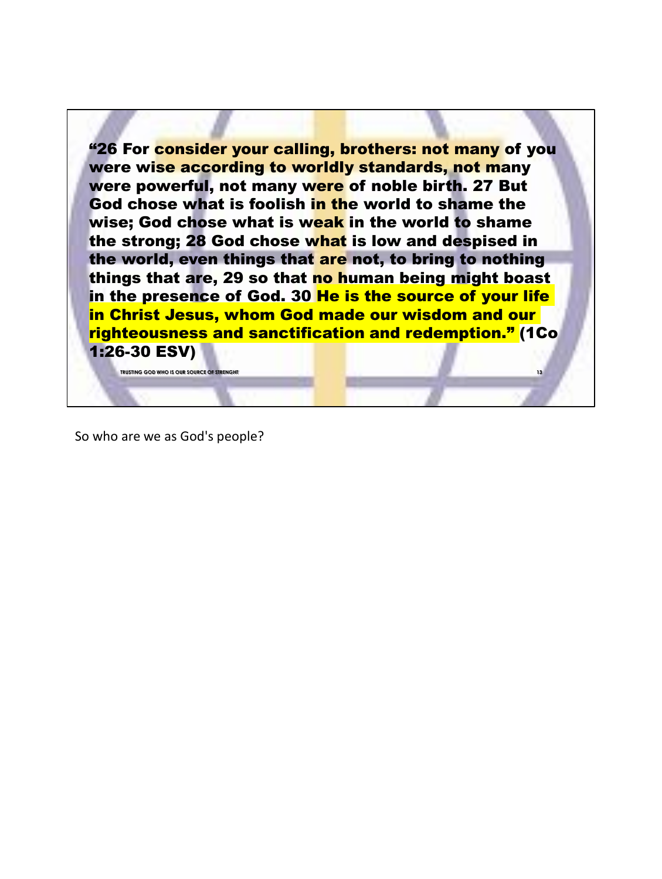**“26 For consider your calling, brothers: not many of you were wise according to worldly standards, not many were powerful, not many were of noble birth. 27 But God chose what is foolish in the world to shame the wise; God chose what is weak in the world to shame the strong; 28 God chose what is low and despised in the world, even things that are not, to bring to nothing things that are, 29 so that no human being might boast in the presence of God. 30 He is the source of your life in Christ Jesus, whom God made our wisdom and our righteousness and sanctification and redemption.” (1Co 1:26-30 ESV)**

So who are we as God's people?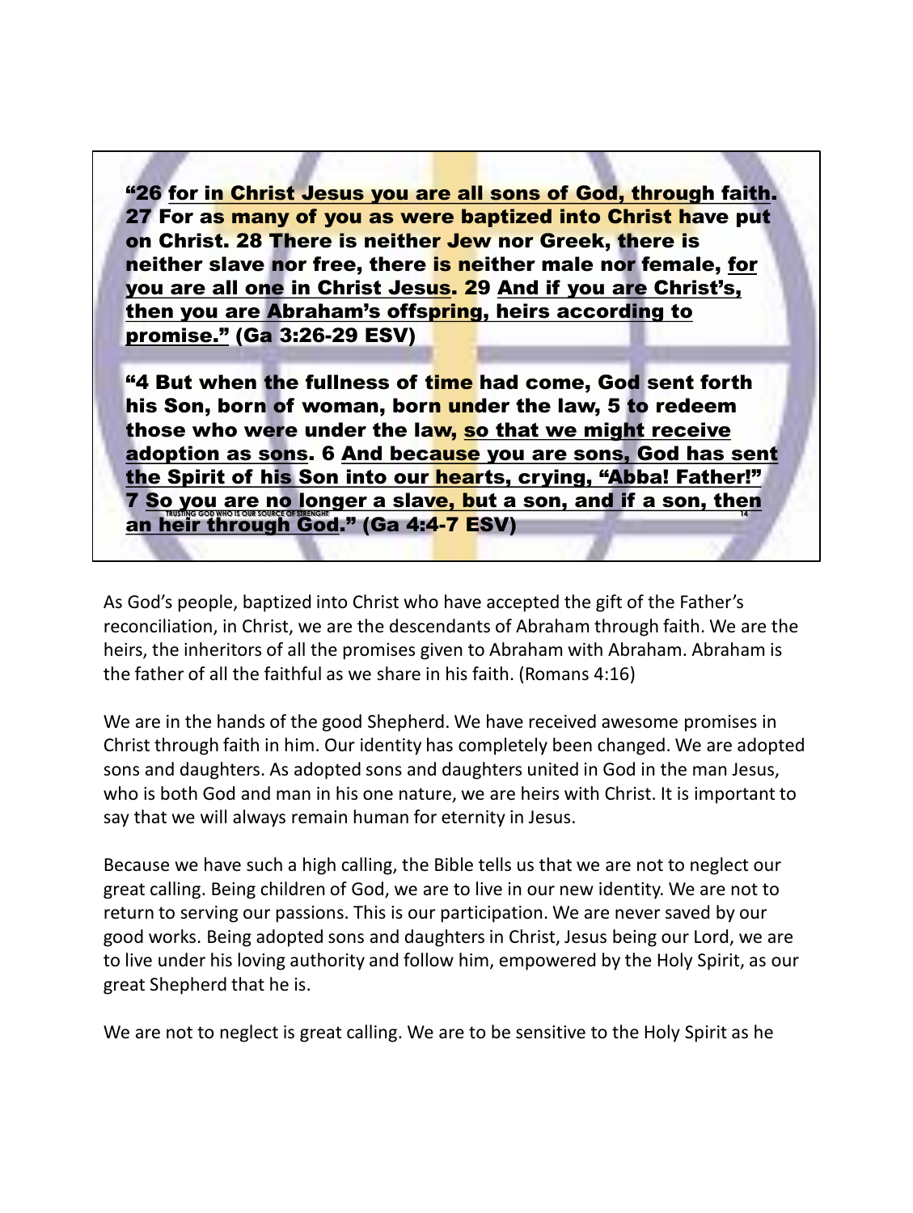"26 <u>for in Christ Jesus you are all sons of God, through faith</u>. 27 For as many of you as were baptized into Christ have put on Christ. 28 There is neither Jew nor Greek, there is neither slave nor free, there is neither male nor female, <u>for you are all one in Christ Jesus</u>. 29 <u>And if you are Christ's, then you are Abraham's offspring, heirs according to promise."</u> (Ga 3:26-29 ESV)

"4 But when the fullness of time had come, God sent forth his Son, born of woman, born under the law, 5 to redeem those who were under the law, <u>so that we might receive adoption as sons</u>. 6 <u>And because you are sons, God has sent the Spirit of his Son into our hearts, crying, "Abba! Father!"</u> 7 <u>So you are no longer a slave, but a son, and if a son, then an heir through God</u>." (Ga 4:4-7 ESV)

As God's people, baptized into Christ who have accepted the gift of the Father's reconciliation, in Christ, we are the descendants of Abraham through faith. We are the heirs, the inheritors of all the promises given to Abraham with Abraham. Abraham is the father of all the faithful as we share in his faith. (Romans 4:16)

We are in the hands of the good Shepherd. We have received awesome promises in Christ through faith in him. Our identity has completely been changed. We are adopted sons and daughters. As adopted sons and daughters united in God in the man Jesus, who is both God and man in his one nature, we are heirs with Christ. It is important to say that we will always remain human for eternity in Jesus.

Because we have such a high calling, the Bible tells us that we are not to neglect our great calling. Being children of God, we are to live in our new identity. We are not to return to serving our passions. This is our participation. We are never saved by our good works. Being adopted sons and daughters in Christ, Jesus being our Lord, we are to live under his loving authority and follow him, empowered by the Holy Spirit, as our great Shepherd that he is.

We are not to neglect is great calling. We are to be sensitive to the Holy Spirit as he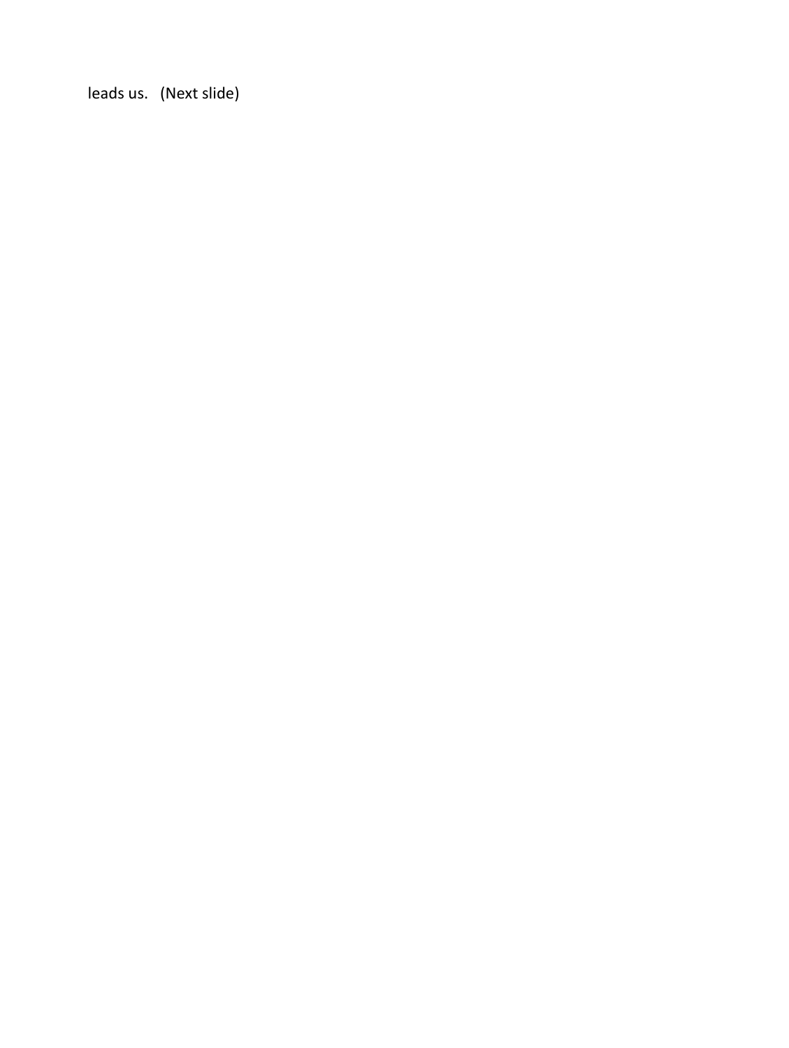leads us.   (Next slide)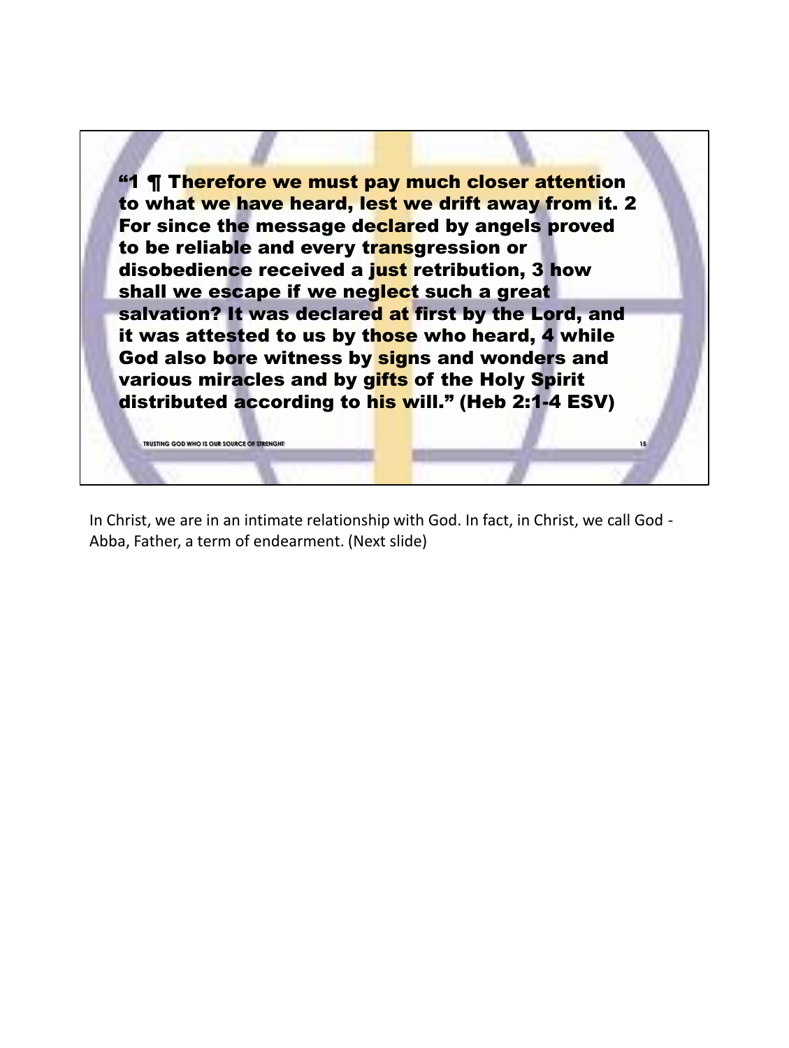**"1 ¶ Therefore we must pay much closer attention to what we have heard, lest we drift away from it. 2 For since the message declared by angels proved to be reliable and every transgression or disobedience received a just retribution, 3 how shall we escape if we neglect such a great salvation? It was declared at first by the Lord, and it was attested to us by those who heard, 4 while God also bore witness by signs and wonders and various miracles and by gifts of the Holy Spirit distributed according to his will." (Heb 2:1-4 ESV)**

TRUSTING GOD WHO IS OUR SOURCE OF STRENGHT

In Christ, we are in an intimate relationship with God. In fact, in Christ, we call God - Abba, Father, a term of endearment. (Next slide)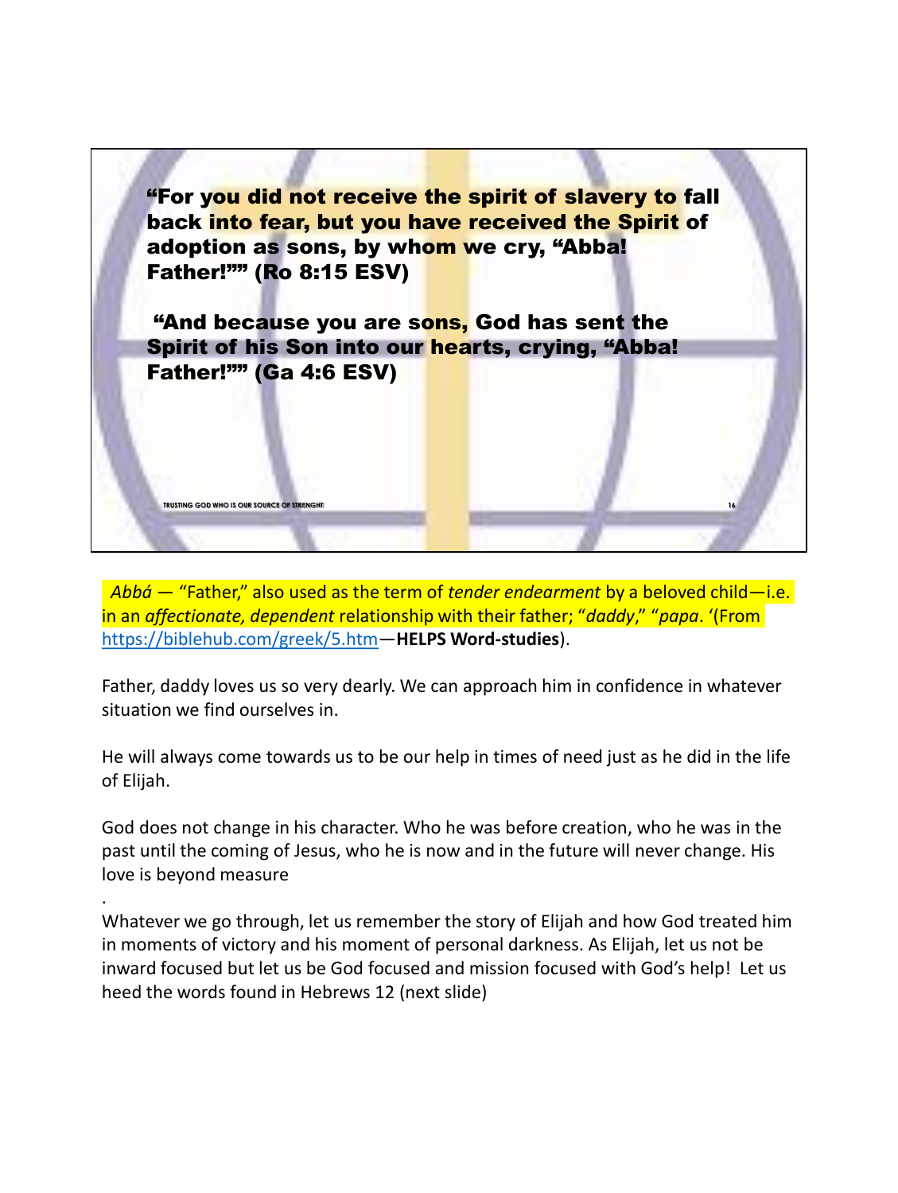**“For you did not receive the spirit of slavery to fall back into fear, but you have received the Spirit of adoption as sons, by whom we cry, “Abba! Father!”” (Ro 8:15 ESV)**

**“And because you are sons, God has sent the Spirit of his Son into our hearts, crying, “Abba! Father!”” (Ga 4:6 ESV)**

*Abbá* — “Father,” also used as the term of *tender endearment* by a beloved child—i.e. in an *affectionate, dependent* relationship with their father; “*daddy*,” “*papa*. ‘(From https://biblehub.com/greek/5.htm—**HELPS Word-studies**).

Father, daddy loves us so very dearly. We can approach him in confidence in whatever situation we find ourselves in.

He will always come towards us to be our help in times of need just as he did in the life of Elijah.

God does not change in his character. Who he was before creation, who he was in the past until the coming of Jesus, who he is now and in the future will never change. His love is beyond measure

.

Whatever we go through, let us remember the story of Elijah and how God treated him in moments of victory and his moment of personal darkness. As Elijah, let us not be inward focused but let us be God focused and mission focused with God’s help! Let us heed the words found in Hebrews 12 (next slide)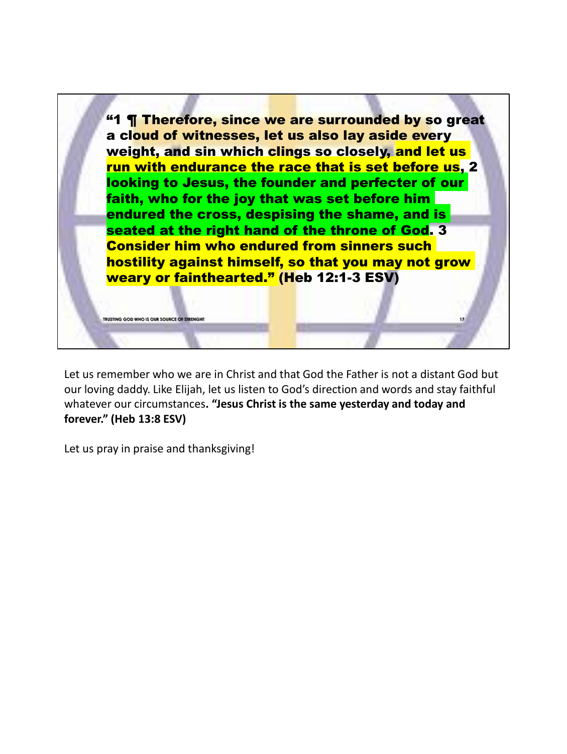"1 ¶ Therefore, since we are surrounded by so great a cloud of witnesses, let us also lay aside every weight, and sin which clings so closely, and let us run with endurance the race that is set before us, 2 looking to Jesus, the founder and perfecter of our faith, who for the joy that was set before him endured the cross, despising the shame, and is seated at the right hand of the throne of God. 3 Consider him who endured from sinners such hostility against himself, so that you may not grow weary or fainthearted." (Heb 12:1-3 ESV)

TRUSTING GOD WHO IS OUR SOURCE OF STRENGHT

Let us remember who we are in Christ and that God the Father is not a distant God but our loving daddy. Like Elijah, let us listen to God's direction and words and stay faithful whatever our circumstances**. "Jesus Christ is the same yesterday and today and forever." (Heb 13:8 ESV)**

Let us pray in praise and thanksgiving!